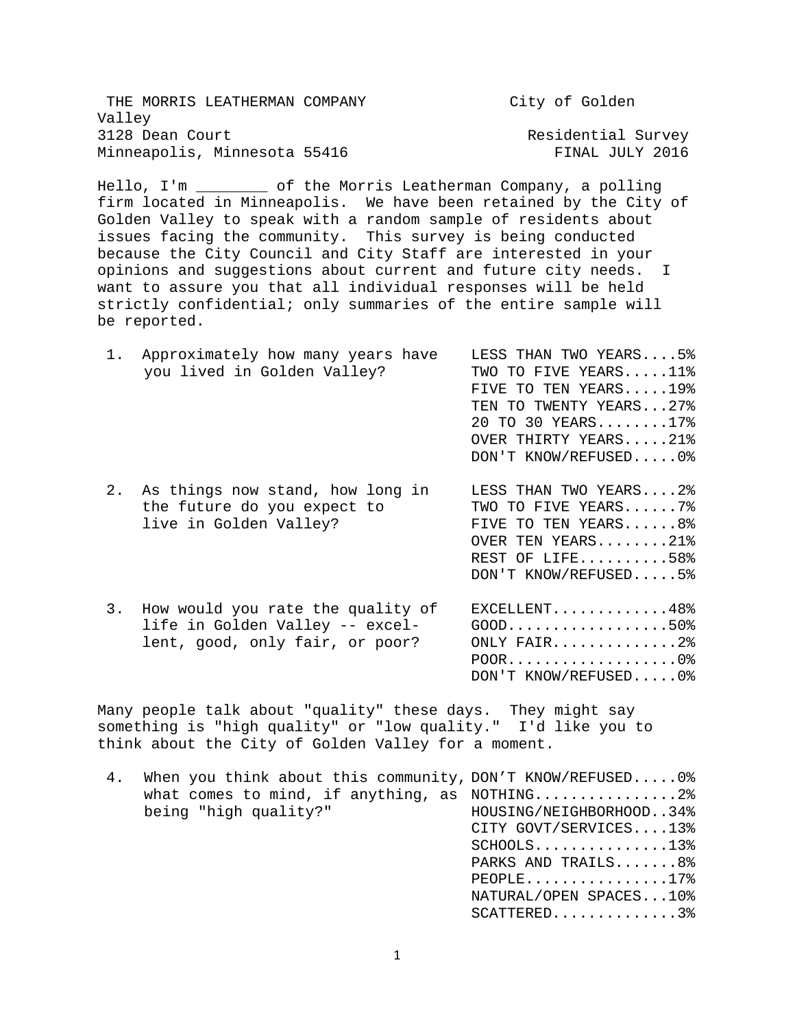THE MORRIS LEATHERMAN COMPANY
3128 Dean Court
Minneapolis, Minnesota 55416

City of Golden Valley
Residential Survey
FINAL JULY 2016

Hello, I'm ________ of the Morris Leatherman Company, a polling firm located in Minneapolis. We have been retained by the City of Golden Valley to speak with a random sample of residents about issues facing the community. This survey is being conducted because the City Council and City Staff are interested in your opinions and suggestions about current and future city needs. I want to assure you that all individual responses will be held strictly confidential; only summaries of the entire sample will be reported.

1. Approximately how many years have you lived in Golden Valley?

   LESS THAN TWO YEARS....5%
   TWO TO FIVE YEARS.....11%
   FIVE TO TEN YEARS.....19%
   TEN TO TWENTY YEARS...27%
   20 TO 30 YEARS........17%
   OVER THIRTY YEARS.....21%
   DON'T KNOW/REFUSED.....0%

2. As things now stand, how long in the future do you expect to live in Golden Valley?

   LESS THAN TWO YEARS....2%
   TWO TO FIVE YEARS......7%
   FIVE TO TEN YEARS......8%
   OVER TEN YEARS........21%
   REST OF LIFE..........58%
   DON'T KNOW/REFUSED.....5%

3. How would you rate the quality of life in Golden Valley -- excellent, good, only fair, or poor?

   EXCELLENT.............48%
   GOOD..................50%
   ONLY FAIR..............2%
   POOR...................0%
   DON'T KNOW/REFUSED.....0%

Many people talk about "quality" these days. They might say something is "high quality" or "low quality." I'd like you to think about the City of Golden Valley for a moment.

4. When you think about this community, what comes to mind, if anything, as being "high quality?"

   DON'T KNOW/REFUSED.....0%
   NOTHING................2%
   HOUSING/NEIGHBORHOOD..34%
   CITY GOVT/SERVICES....13%
   SCHOOLS...............13%
   PARKS AND TRAILS.......8%
   PEOPLE................17%
   NATURAL/OPEN SPACES...10%
   SCATTERED..............3%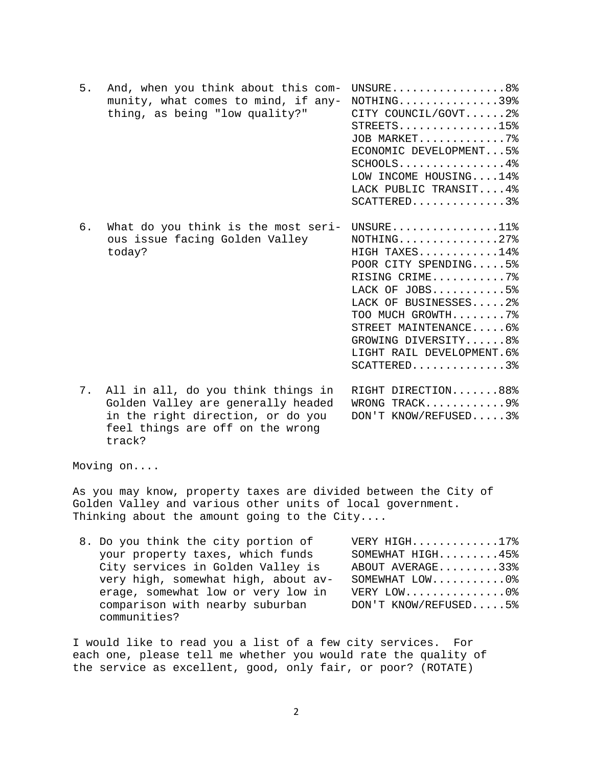5. And, when you think about this community, what comes to mind, if anything, as being "low quality?"

| | |
|---|---|
| UNSURE | 8% |
| NOTHING | 39% |
| CITY COUNCIL/GOVT | 2% |
| STREETS | 15% |
| JOB MARKET | 7% |
| ECONOMIC DEVELOPMENT | 5% |
| SCHOOLS | 4% |
| LOW INCOME HOUSING | 14% |
| LACK PUBLIC TRANSIT | 4% |
| SCATTERED | 3% |

6. What do you think is the most serious issue facing Golden Valley today?

| | |
|---|---|
| UNSURE | 11% |
| NOTHING | 27% |
| HIGH TAXES | 14% |
| POOR CITY SPENDING | 5% |
| RISING CRIME | 7% |
| LACK OF JOBS | 5% |
| LACK OF BUSINESSES | 2% |
| TOO MUCH GROWTH | 7% |
| STREET MAINTENANCE | 6% |
| GROWING DIVERSITY | 8% |
| LIGHT RAIL DEVELOPMENT | 6% |
| SCATTERED | 3% |

7. All in all, do you think things in Golden Valley are generally headed in the right direction, or do you feel things are off on the wrong track?

| | |
|---|---|
| RIGHT DIRECTION | 88% |
| WRONG TRACK | 9% |
| DON'T KNOW/REFUSED | 3% |

Moving on....

As you may know, property taxes are divided between the City of Golden Valley and various other units of local government. Thinking about the amount going to the City....

8. Do you think the city portion of your property taxes, which funds City services in Golden Valley is very high, somewhat high, about average, somewhat low or very low in comparison with nearby suburban communities?

| | |
|---|---|
| VERY HIGH | 17% |
| SOMEWHAT HIGH | 45% |
| ABOUT AVERAGE | 33% |
| SOMEWHAT LOW | 0% |
| VERY LOW | 0% |
| DON'T KNOW/REFUSED | 5% |

I would like to read you a list of a few city services. For each one, please tell me whether you would rate the quality of the service as excellent, good, only fair, or poor? (ROTATE)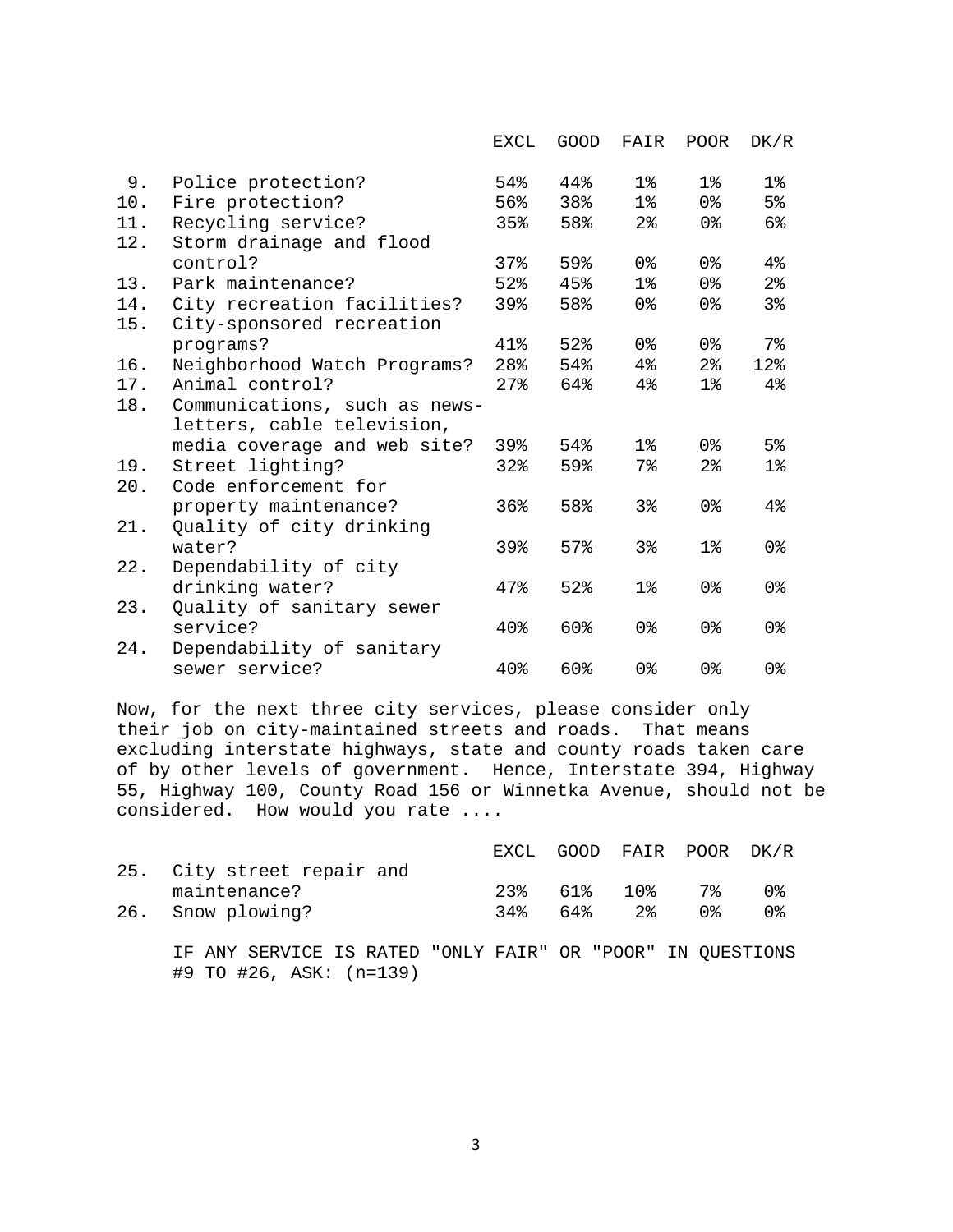| | | EXCL | GOOD | FAIR | POOR | DK/R |
|---|---|---|---|---|---|---|
| 9. | Police protection? | 54% | 44% | 1% | 1% | 1% |
| 10. | Fire protection? | 56% | 38% | 1% | 0% | 5% |
| 11. | Recycling service? | 35% | 58% | 2% | 0% | 6% |
| 12. | Storm drainage and flood control? | 37% | 59% | 0% | 0% | 4% |
| 13. | Park maintenance? | 52% | 45% | 1% | 0% | 2% |
| 14. | City recreation facilities? | 39% | 58% | 0% | 0% | 3% |
| 15. | City-sponsored recreation programs? | 41% | 52% | 0% | 0% | 7% |
| 16. | Neighborhood Watch Programs? | 28% | 54% | 4% | 2% | 12% |
| 17. | Animal control? | 27% | 64% | 4% | 1% | 4% |
| 18. | Communications, such as newsletters, cable television, media coverage and web site? | 39% | 54% | 1% | 0% | 5% |
| 19. | Street lighting? | 32% | 59% | 7% | 2% | 1% |
| 20. | Code enforcement for property maintenance? | 36% | 58% | 3% | 0% | 4% |
| 21. | Quality of city drinking water? | 39% | 57% | 3% | 1% | 0% |
| 22. | Dependability of city drinking water? | 47% | 52% | 1% | 0% | 0% |
| 23. | Quality of sanitary sewer service? | 40% | 60% | 0% | 0% | 0% |
| 24. | Dependability of sanitary sewer service? | 40% | 60% | 0% | 0% | 0% |

Now, for the next three city services, please consider only their job on city-maintained streets and roads. That means excluding interstate highways, state and county roads taken care of by other levels of government. Hence, Interstate 394, Highway 55, Highway 100, County Road 156 or Winnetka Avenue, should not be considered. How would you rate ....

| | | EXCL | GOOD | FAIR | POOR | DK/R |
|---|---|---|---|---|---|---|
| 25. | City street repair and maintenance? | 23% | 61% | 10% | 7% | 0% |
| 26. | Snow plowing? | 34% | 64% | 2% | 0% | 0% |

IF ANY SERVICE IS RATED "ONLY FAIR" OR "POOR" IN QUESTIONS #9 TO #26, ASK: (n=139)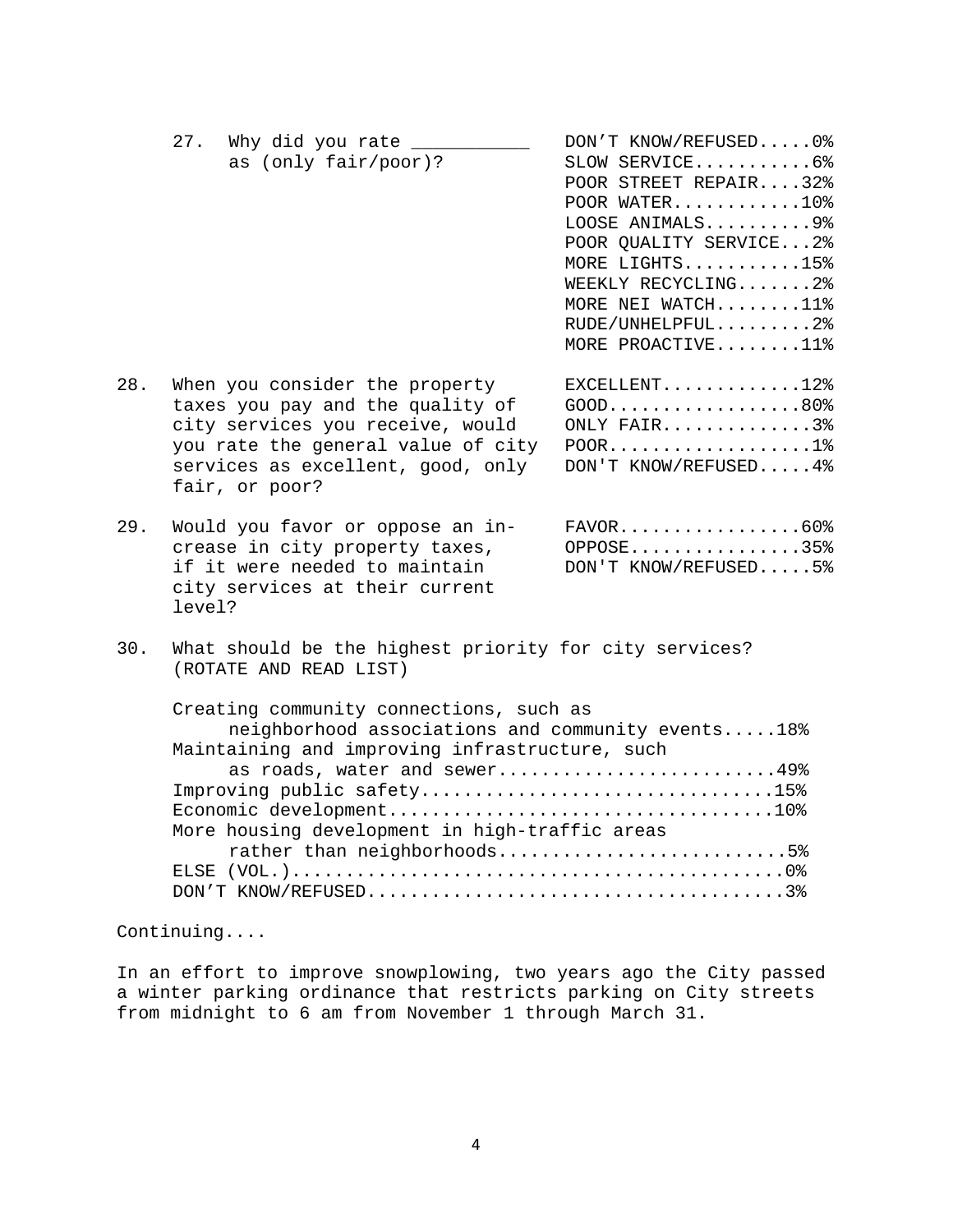27. Why did you rate __________ as (only fair/poor)?

| | |
|---|---|
| DON'T KNOW/REFUSED | 0% |
| SLOW SERVICE | 6% |
| POOR STREET REPAIR | 32% |
| POOR WATER | 10% |
| LOOSE ANIMALS | 9% |
| POOR QUALITY SERVICE | 2% |
| MORE LIGHTS | 15% |
| WEEKLY RECYCLING | 2% |
| MORE NEI WATCH | 11% |
| RUDE/UNHELPFUL | 2% |
| MORE PROACTIVE | 11% |

28. When you consider the property taxes you pay and the quality of city services you receive, would you rate the general value of city services as excellent, good, only fair, or poor?

| | |
|---|---|
| EXCELLENT | 12% |
| GOOD | 80% |
| ONLY FAIR | 3% |
| POOR | 1% |
| DON'T KNOW/REFUSED | 4% |

29. Would you favor or oppose an increase in city property taxes, if it were needed to maintain city services at their current level?

| | |
|---|---|
| FAVOR | 60% |
| OPPOSE | 35% |
| DON'T KNOW/REFUSED | 5% |

30. What should be the highest priority for city services? (ROTATE AND READ LIST)

| | |
|---|---|
| Creating community connections, such as neighborhood associations and community events | 18% |
| Maintaining and improving infrastructure, such as roads, water and sewer | 49% |
| Improving public safety | 15% |
| Economic development | 10% |
| More housing development in high-traffic areas rather than neighborhoods | 5% |
| ELSE (VOL.) | 0% |
| DON'T KNOW/REFUSED | 3% |

Continuing....

In an effort to improve snowplowing, two years ago the City passed a winter parking ordinance that restricts parking on City streets from midnight to 6 am from November 1 through March 31.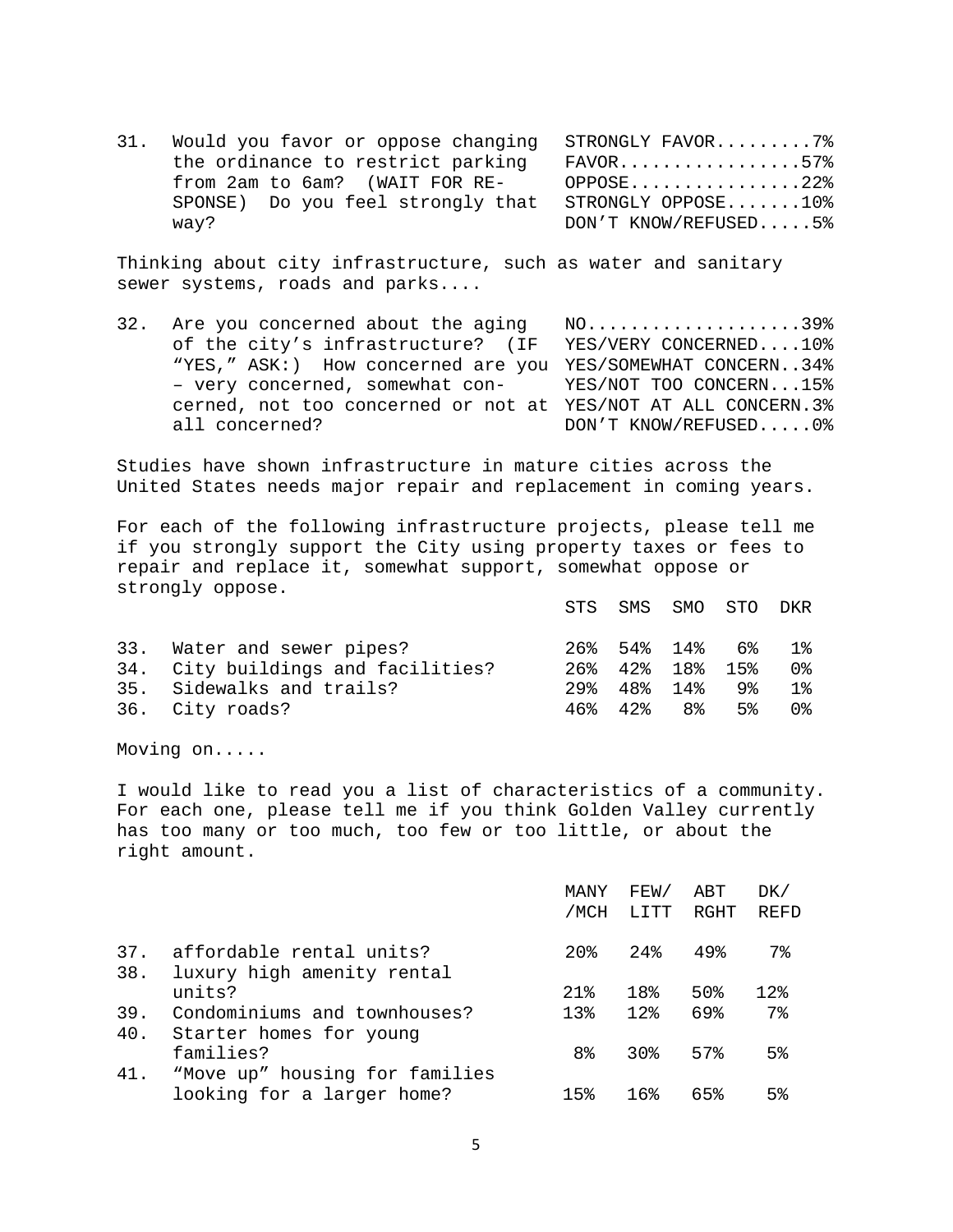31. Would you favor or oppose changing the ordinance to restrict parking from 2am to 6am? (WAIT FOR RESPONSE) Do you feel strongly that way?

| | |
|---|---|
| STRONGLY FAVOR | 7% |
| FAVOR | 57% |
| OPPOSE | 22% |
| STRONGLY OPPOSE | 10% |
| DON'T KNOW/REFUSED | 5% |

Thinking about city infrastructure, such as water and sanitary sewer systems, roads and parks....

32. Are you concerned about the aging of the city's infrastructure? (IF "YES," ASK:) How concerned are you – very concerned, somewhat concerned, not too concerned or not at all concerned?

| | |
|---|---|
| NO | 39% |
| YES/VERY CONCERNED | 10% |
| YES/SOMEWHAT CONCERN | 34% |
| YES/NOT TOO CONCERN | 15% |
| YES/NOT AT ALL CONCERN | 3% |
| DON'T KNOW/REFUSED | 0% |

Studies have shown infrastructure in mature cities across the United States needs major repair and replacement in coming years.

For each of the following infrastructure projects, please tell me if you strongly support the City using property taxes or fees to repair and replace it, somewhat support, somewhat oppose or strongly oppose.

| | STS | SMS | SMO | STO | DKR |
|---|---|---|---|---|---|
| 33. Water and sewer pipes? | 26% | 54% | 14% | 6% | 1% |
| 34. City buildings and facilities? | 26% | 42% | 18% | 15% | 0% |
| 35. Sidewalks and trails? | 29% | 48% | 14% | 9% | 1% |
| 36. City roads? | 46% | 42% | 8% | 5% | 0% |

Moving on.....

I would like to read you a list of characteristics of a community. For each one, please tell me if you think Golden Valley currently has too many or too much, too few or too little, or about the right amount.

| | MANY /MCH | FEW/ LITT | ABT RGHT | DK/ REFD |
|---|---|---|---|---|
| 37. affordable rental units? | 20% | 24% | 49% | 7% |
| 38. luxury high amenity rental units? | 21% | 18% | 50% | 12% |
| 39. Condominiums and townhouses? | 13% | 12% | 69% | 7% |
| 40. Starter homes for young families? | 8% | 30% | 57% | 5% |
| 41. "Move up" housing for families looking for a larger home? | 15% | 16% | 65% | 5% |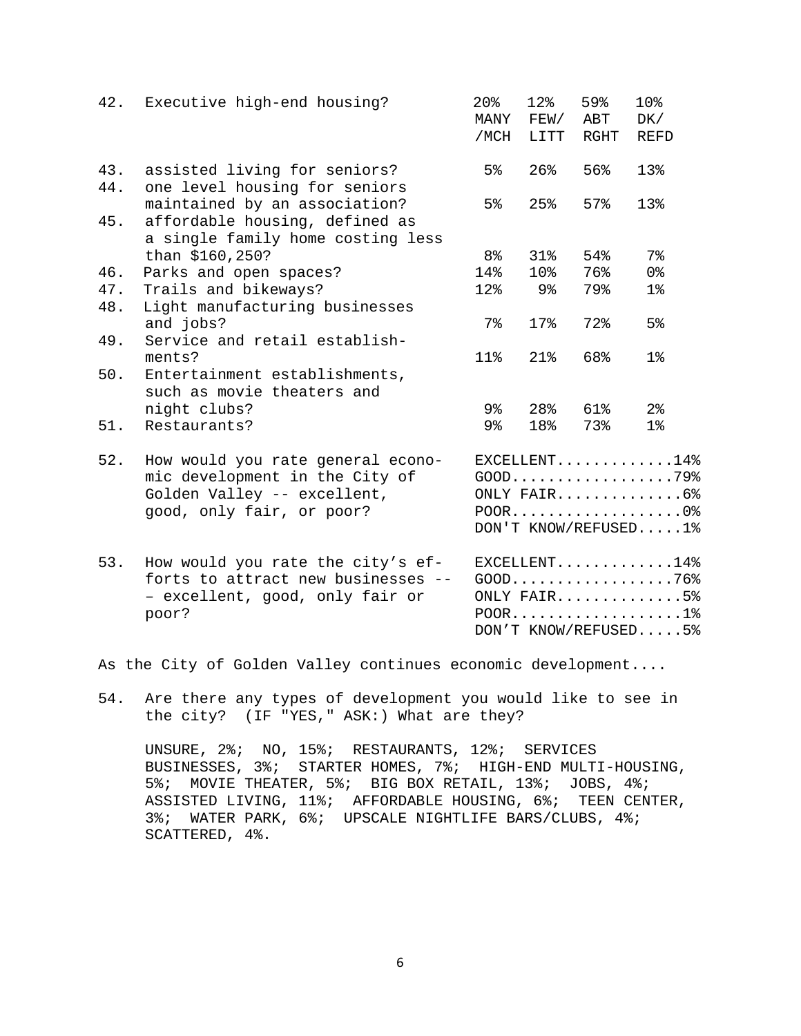| | | 20% | 12% | 59% | 10% |
|---|---|---|---|---|---|
| 42. | Executive high-end housing? | MANY /MCH | FEW/ LITT | ABT RGHT | DK/ REFD |
| 43. | assisted living for seniors? | 5% | 26% | 56% | 13% |
| 44. | one level housing for seniors maintained by an association? | 5% | 25% | 57% | 13% |
| 45. | affordable housing, defined as a single family home costing less than $160,250? | 8% | 31% | 54% | 7% |
| 46. | Parks and open spaces? | 14% | 10% | 76% | 0% |
| 47. | Trails and bikeways? | 12% | 9% | 79% | 1% |
| 48. | Light manufacturing businesses and jobs? | 7% | 17% | 72% | 5% |
| 49. | Service and retail establishments? | 11% | 21% | 68% | 1% |
| 50. | Entertainment establishments, such as movie theaters and night clubs? | 9% | 28% | 61% | 2% |
| 51. | Restaurants? | 9% | 18% | 73% | 1% |

52. How would you rate general economic development in the City of Golden Valley -- excellent, good, only fair, or poor?

EXCELLENT.............14%
GOOD..................79%
ONLY FAIR..............6%
POOR...................0%
DON'T KNOW/REFUSED.....1%

53. How would you rate the city's efforts to attract new businesses --– excellent, good, only fair or poor?

EXCELLENT.............14%
GOOD..................76%
ONLY FAIR..............5%
POOR...................1%
DON'T KNOW/REFUSED.....5%

As the City of Golden Valley continues economic development....

54. Are there any types of development you would like to see in the city? (IF "YES," ASK:) What are they?

UNSURE, 2%; NO, 15%; RESTAURANTS, 12%; SERVICES BUSINESSES, 3%; STARTER HOMES, 7%; HIGH-END MULTI-HOUSING, 5%; MOVIE THEATER, 5%; BIG BOX RETAIL, 13%; JOBS, 4%; ASSISTED LIVING, 11%; AFFORDABLE HOUSING, 6%; TEEN CENTER, 3%; WATER PARK, 6%; UPSCALE NIGHTLIFE BARS/CLUBS, 4%; SCATTERED, 4%.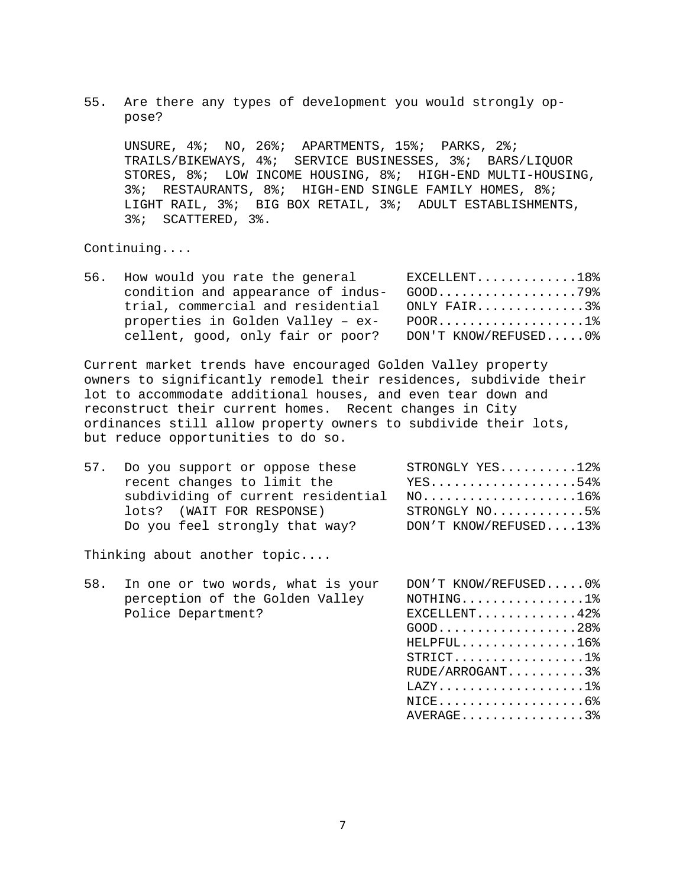55. Are there any types of development you would strongly oppose?

UNSURE, 4%; NO, 26%; APARTMENTS, 15%; PARKS, 2%; TRAILS/BIKEWAYS, 4%; SERVICE BUSINESSES, 3%; BARS/LIQUOR STORES, 8%; LOW INCOME HOUSING, 8%; HIGH-END MULTI-HOUSING, 3%; RESTAURANTS, 8%; HIGH-END SINGLE FAMILY HOMES, 8%; LIGHT RAIL, 3%; BIG BOX RETAIL, 3%; ADULT ESTABLISHMENTS, 3%; SCATTERED, 3%.

Continuing....

56. How would you rate the general condition and appearance of industrial, commercial and residential properties in Golden Valley – excellent, good, only fair or poor?

| | |
|---|---|
| EXCELLENT | 18% |
| GOOD | 79% |
| ONLY FAIR | 3% |
| POOR | 1% |
| DON'T KNOW/REFUSED | 0% |

Current market trends have encouraged Golden Valley property owners to significantly remodel their residences, subdivide their lot to accommodate additional houses, and even tear down and reconstruct their current homes. Recent changes in City ordinances still allow property owners to subdivide their lots, but reduce opportunities to do so.

57. Do you support or oppose these recent changes to limit the subdividing of current residential lots? (WAIT FOR RESPONSE) Do you feel strongly that way?

| | |
|---|---|
| STRONGLY YES | 12% |
| YES | 54% |
| NO | 16% |
| STRONGLY NO | 5% |
| DON'T KNOW/REFUSED | 13% |

Thinking about another topic....

58. In one or two words, what is your perception of the Golden Valley Police Department?

| | |
|---|---|
| DON'T KNOW/REFUSED | 0% |
| NOTHING | 1% |
| EXCELLENT | 42% |
| GOOD | 28% |
| HELPFUL | 16% |
| STRICT | 1% |
| RUDE/ARROGANT | 3% |
| LAZY | 1% |
| NICE | 6% |
| AVERAGE | 3% |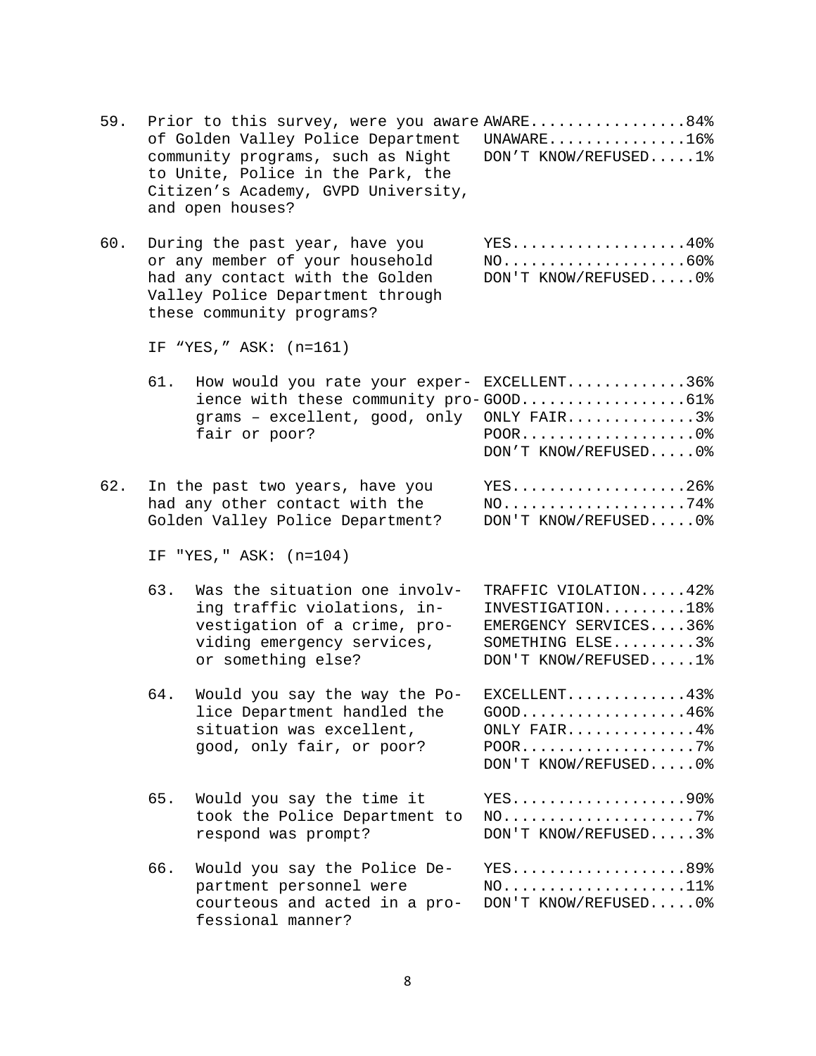59. Prior to this survey, were you aware of Golden Valley Police Department community programs, such as Night to Unite, Police in the Park, the Citizen's Academy, GVPD University, and open houses?

| | |
|---|---|
| AWARE | 84% |
| UNAWARE | 16% |
| DON'T KNOW/REFUSED | 1% |

60. During the past year, have you or any member of your household had any contact with the Golden Valley Police Department through these community programs?

| | |
|---|---|
| YES | 40% |
| NO | 60% |
| DON'T KNOW/REFUSED | 0% |

IF "YES," ASK: (n=161)

61. How would you rate your experience with these community programs – excellent, good, only fair or poor?

| | |
|---|---|
| EXCELLENT | 36% |
| GOOD | 61% |
| ONLY FAIR | 3% |
| POOR | 0% |
| DON'T KNOW/REFUSED | 0% |

62. In the past two years, have you had any other contact with the Golden Valley Police Department?

| | |
|---|---|
| YES | 26% |
| NO | 74% |
| DON'T KNOW/REFUSED | 0% |

IF "YES," ASK: (n=104)

63. Was the situation one involving traffic violations, investigation of a crime, providing emergency services, or something else?

| | |
|---|---|
| TRAFFIC VIOLATION | 42% |
| INVESTIGATION | 18% |
| EMERGENCY SERVICES | 36% |
| SOMETHING ELSE | 3% |
| DON'T KNOW/REFUSED | 1% |

64. Would you say the way the Police Department handled the situation was excellent, good, only fair, or poor?

| | |
|---|---|
| EXCELLENT | 43% |
| GOOD | 46% |
| ONLY FAIR | 4% |
| POOR | 7% |
| DON'T KNOW/REFUSED | 0% |

65. Would you say the time it took the Police Department to respond was prompt?

| | |
|---|---|
| YES | 90% |
| NO | 7% |
| DON'T KNOW/REFUSED | 3% |

66. Would you say the Police Department personnel were courteous and acted in a professional manner?

| | |
|---|---|
| YES | 89% |
| NO | 11% |
| DON'T KNOW/REFUSED | 0% |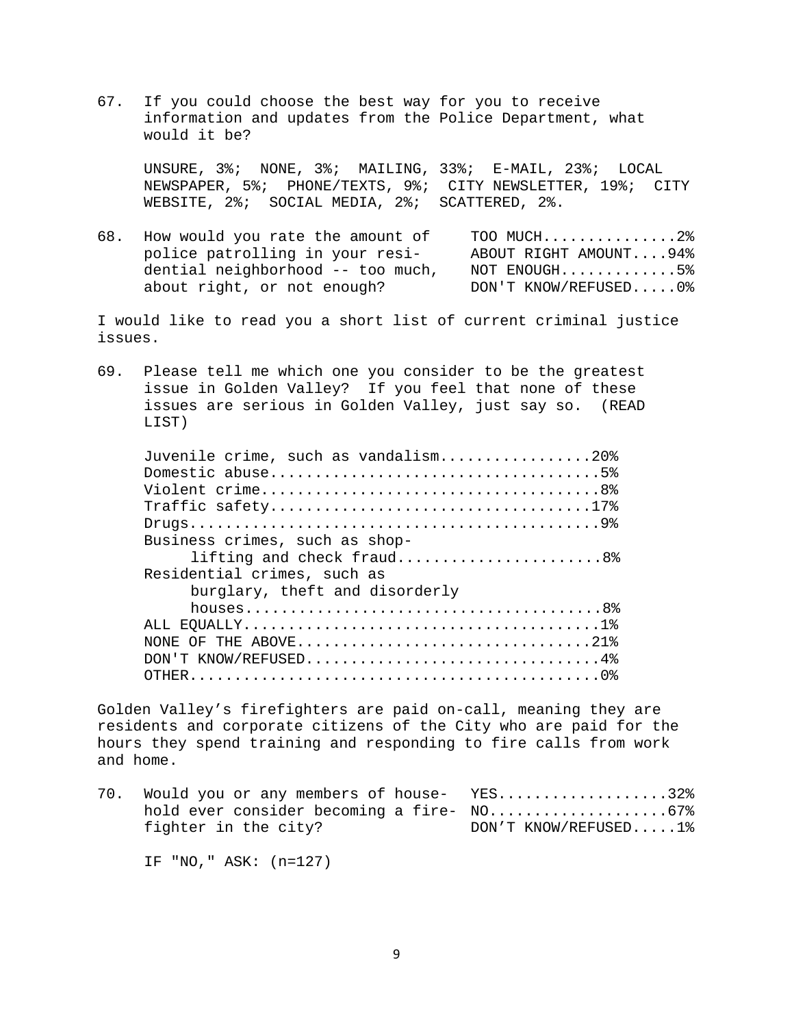67. If you could choose the best way for you to receive information and updates from the Police Department, what would it be?

UNSURE, 3%; NONE, 3%; MAILING, 33%; E-MAIL, 23%; LOCAL NEWSPAPER, 5%; PHONE/TEXTS, 9%; CITY NEWSLETTER, 19%; CITY WEBSITE, 2%; SOCIAL MEDIA, 2%; SCATTERED, 2%.

68. How would you rate the amount of police patrolling in your residential neighborhood -- too much, about right, or not enough?

| | |
|---|---|
| TOO MUCH | 2% |
| ABOUT RIGHT AMOUNT | 94% |
| NOT ENOUGH | 5% |
| DON'T KNOW/REFUSED | 0% |

I would like to read you a short list of current criminal justice issues.

69. Please tell me which one you consider to be the greatest issue in Golden Valley? If you feel that none of these issues are serious in Golden Valley, just say so. (READ LIST)

| | |
|---|---|
| Juvenile crime, such as vandalism | 20% |
| Domestic abuse | 5% |
| Violent crime | 8% |
| Traffic safety | 17% |
| Drugs | 9% |
| Business crimes, such as shoplifting and check fraud | 8% |
| Residential crimes, such as burglary, theft and disorderly houses | 8% |
| ALL EQUALLY | 1% |
| NONE OF THE ABOVE | 21% |
| DON'T KNOW/REFUSED | 4% |
| OTHER | 0% |

Golden Valley's firefighters are paid on-call, meaning they are residents and corporate citizens of the City who are paid for the hours they spend training and responding to fire calls from work and home.

70. Would you or any members of household ever consider becoming a firefighter in the city?

| | |
|---|---|
| YES | 32% |
| NO | 67% |
| DON'T KNOW/REFUSED | 1% |

IF "NO," ASK: (n=127)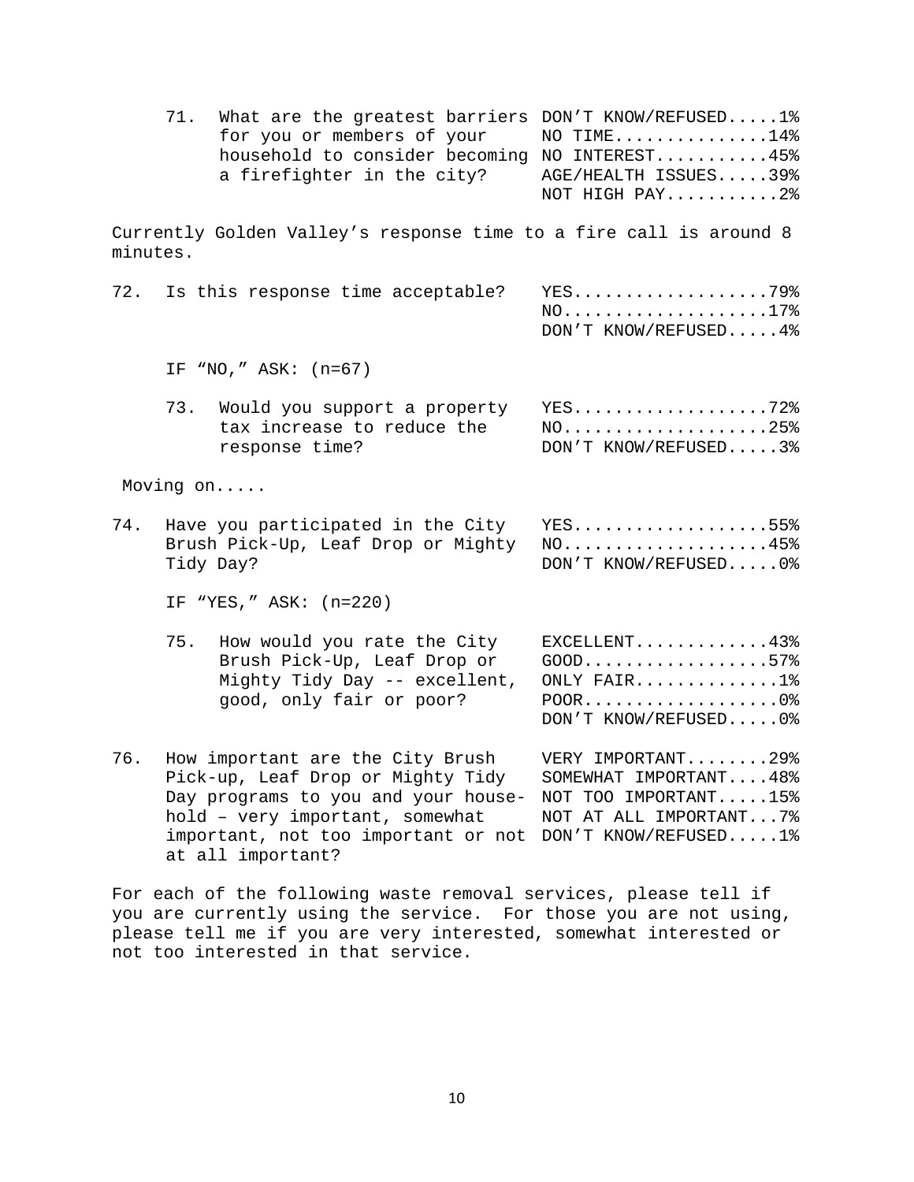71. What are the greatest barriers for you or members of your household to consider becoming a firefighter in the city?

| | |
|---|---|
| DON'T KNOW/REFUSED | 1% |
| NO TIME | 14% |
| NO INTEREST | 45% |
| AGE/HEALTH ISSUES | 39% |
| NOT HIGH PAY | 2% |

Currently Golden Valley's response time to a fire call is around 8 minutes.

72. Is this response time acceptable?

| | |
|---|---|
| YES | 79% |
| NO | 17% |
| DON'T KNOW/REFUSED | 4% |

IF "NO," ASK: (n=67)

73. Would you support a property tax increase to reduce the response time?

| | |
|---|---|
| YES | 72% |
| NO | 25% |
| DON'T KNOW/REFUSED | 3% |

Moving on.....

74. Have you participated in the City Brush Pick-Up, Leaf Drop or Mighty Tidy Day?

| | |
|---|---|
| YES | 55% |
| NO | 45% |
| DON'T KNOW/REFUSED | 0% |

IF "YES," ASK: (n=220)

75. How would you rate the City Brush Pick-Up, Leaf Drop or Mighty Tidy Day -- excellent, good, only fair or poor?

| | |
|---|---|
| EXCELLENT | 43% |
| GOOD | 57% |
| ONLY FAIR | 1% |
| POOR | 0% |
| DON'T KNOW/REFUSED | 0% |

76. How important are the City Brush Pick-up, Leaf Drop or Mighty Tidy Day programs to you and your household – very important, somewhat important, not too important or not at all important?

| | |
|---|---|
| VERY IMPORTANT | 29% |
| SOMEWHAT IMPORTANT | 48% |
| NOT TOO IMPORTANT | 15% |
| NOT AT ALL IMPORTANT | 7% |
| DON'T KNOW/REFUSED | 1% |

For each of the following waste removal services, please tell if you are currently using the service. For those you are not using, please tell me if you are very interested, somewhat interested or not too interested in that service.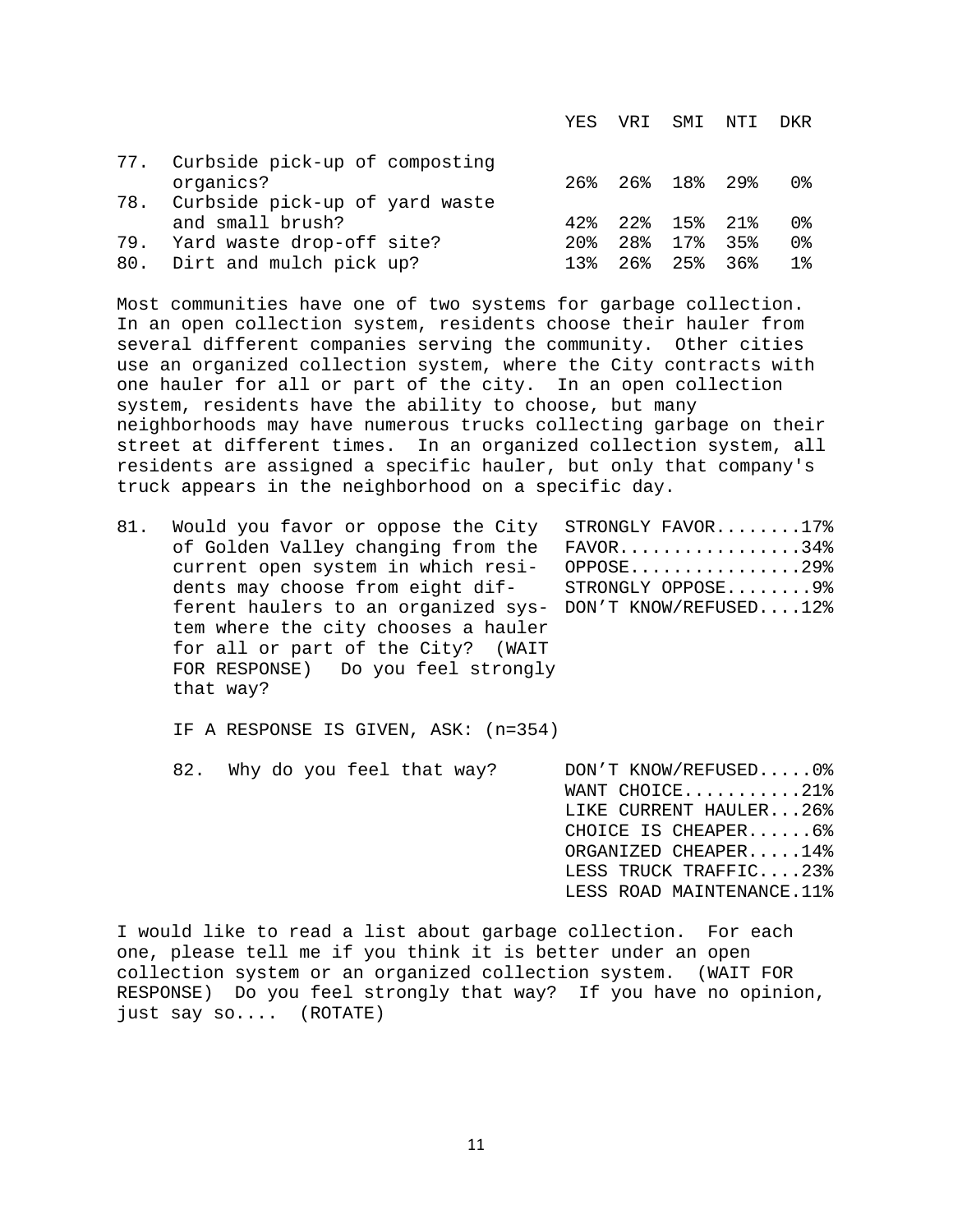| | YES | VRI | SMI | NTI | DKR |
|---|---|---|---|---|---|
| 77. Curbside pick-up of composting organics? | 26% | 26% | 18% | 29% | 0% |
| 78. Curbside pick-up of yard waste and small brush? | 42% | 22% | 15% | 21% | 0% |
| 79. Yard waste drop-off site? | 20% | 28% | 17% | 35% | 0% |
| 80. Dirt and mulch pick up? | 13% | 26% | 25% | 36% | 1% |

Most communities have one of two systems for garbage collection. In an open collection system, residents choose their hauler from several different companies serving the community. Other cities use an organized collection system, where the City contracts with one hauler for all or part of the city. In an open collection system, residents have the ability to choose, but many neighborhoods may have numerous trucks collecting garbage on their street at different times. In an organized collection system, all residents are assigned a specific hauler, but only that company's truck appears in the neighborhood on a specific day.

81. Would you favor or oppose the City of Golden Valley changing from the current open system in which residents may choose from eight different haulers to an organized system where the city chooses a hauler for all or part of the City? (WAIT FOR RESPONSE) Do you feel strongly that way?

- STRONGLY FAVOR........17%
- FAVOR.................34%
- OPPOSE................29%
- STRONGLY OPPOSE........9%
- DON'T KNOW/REFUSED....12%

IF A RESPONSE IS GIVEN, ASK: (n=354)

82. Why do you feel that way?

- DON'T KNOW/REFUSED.....0%
- WANT CHOICE...........21%
- LIKE CURRENT HAULER...26%
- CHOICE IS CHEAPER......6%
- ORGANIZED CHEAPER.....14%
- LESS TRUCK TRAFFIC....23%
- LESS ROAD MAINTENANCE.11%

I would like to read a list about garbage collection. For each one, please tell me if you think it is better under an open collection system or an organized collection system. (WAIT FOR RESPONSE) Do you feel strongly that way? If you have no opinion, just say so.... (ROTATE)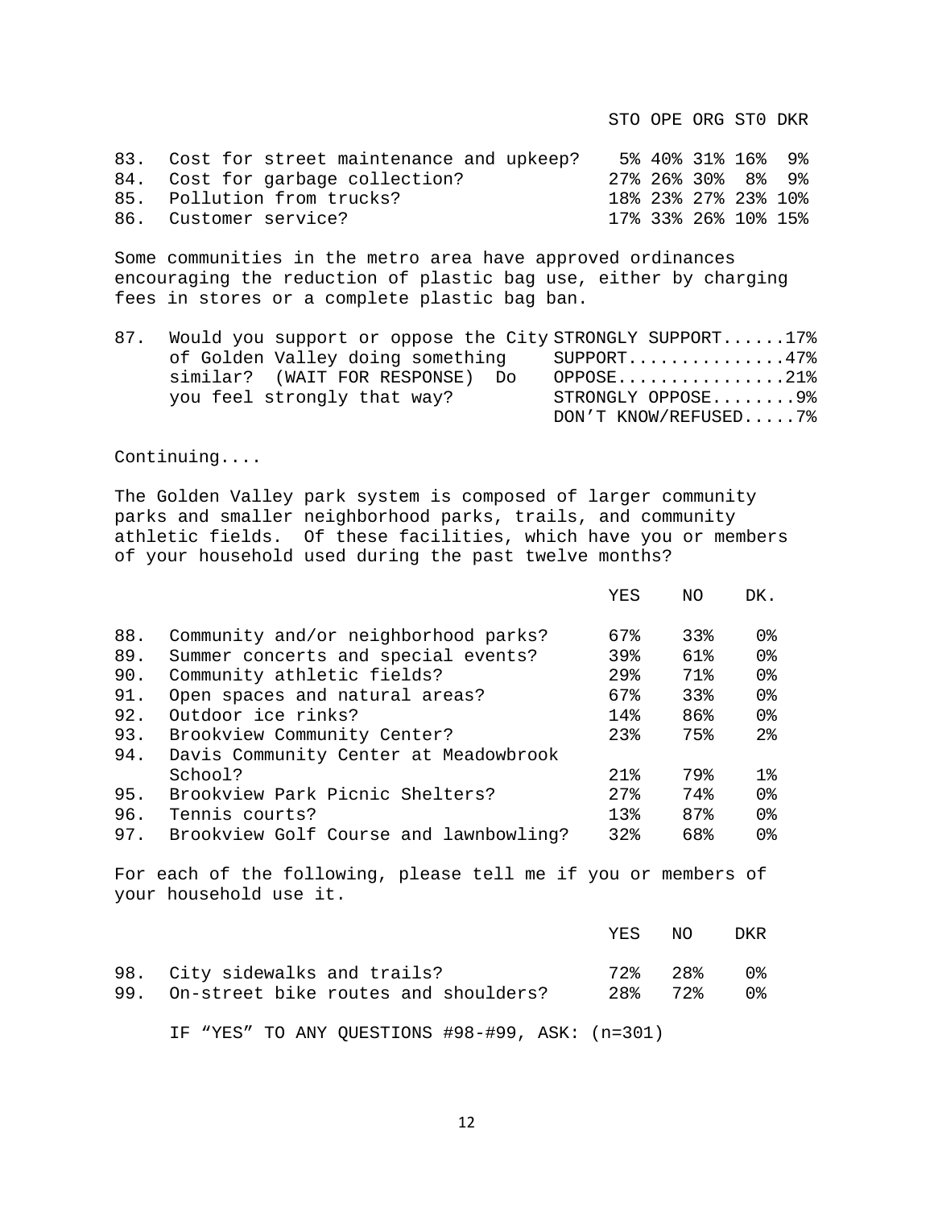| | | STO | OPE | ORG | ST0 | DKR |
|---|---|---|---|---|---|---|
| 83. | Cost for street maintenance and upkeep? | 5% | 40% | 31% | 16% | 9% |
| 84. | Cost for garbage collection? | 27% | 26% | 30% | 8% | 9% |
| 85. | Pollution from trucks? | 18% | 23% | 27% | 23% | 10% |
| 86. | Customer service? | 17% | 33% | 26% | 10% | 15% |

Some communities in the metro area have approved ordinances encouraging the reduction of plastic bag use, either by charging fees in stores or a complete plastic bag ban.

87. Would you support or oppose the City of Golden Valley doing something similar? (WAIT FOR RESPONSE) Do you feel strongly that way?

STRONGLY SUPPORT......17%
SUPPORT...............47%
OPPOSE................21%
STRONGLY OPPOSE........9%
DON'T KNOW/REFUSED.....7%

Continuing....

The Golden Valley park system is composed of larger community parks and smaller neighborhood parks, trails, and community athletic fields. Of these facilities, which have you or members of your household used during the past twelve months?

| | | YES | NO | DK. |
|---|---|---|---|---|
| 88. | Community and/or neighborhood parks? | 67% | 33% | 0% |
| 89. | Summer concerts and special events? | 39% | 61% | 0% |
| 90. | Community athletic fields? | 29% | 71% | 0% |
| 91. | Open spaces and natural areas? | 67% | 33% | 0% |
| 92. | Outdoor ice rinks? | 14% | 86% | 0% |
| 93. | Brookview Community Center? | 23% | 75% | 2% |
| 94. | Davis Community Center at Meadowbrook School? | 21% | 79% | 1% |
| 95. | Brookview Park Picnic Shelters? | 27% | 74% | 0% |
| 96. | Tennis courts? | 13% | 87% | 0% |
| 97. | Brookview Golf Course and lawnbowling? | 32% | 68% | 0% |

For each of the following, please tell me if you or members of your household use it.

| | | YES | NO | DKR |
|---|---|---|---|---|
| 98. | City sidewalks and trails? | 72% | 28% | 0% |
| 99. | On-street bike routes and shoulders? | 28% | 72% | 0% |

IF "YES" TO ANY QUESTIONS #98-#99, ASK: (n=301)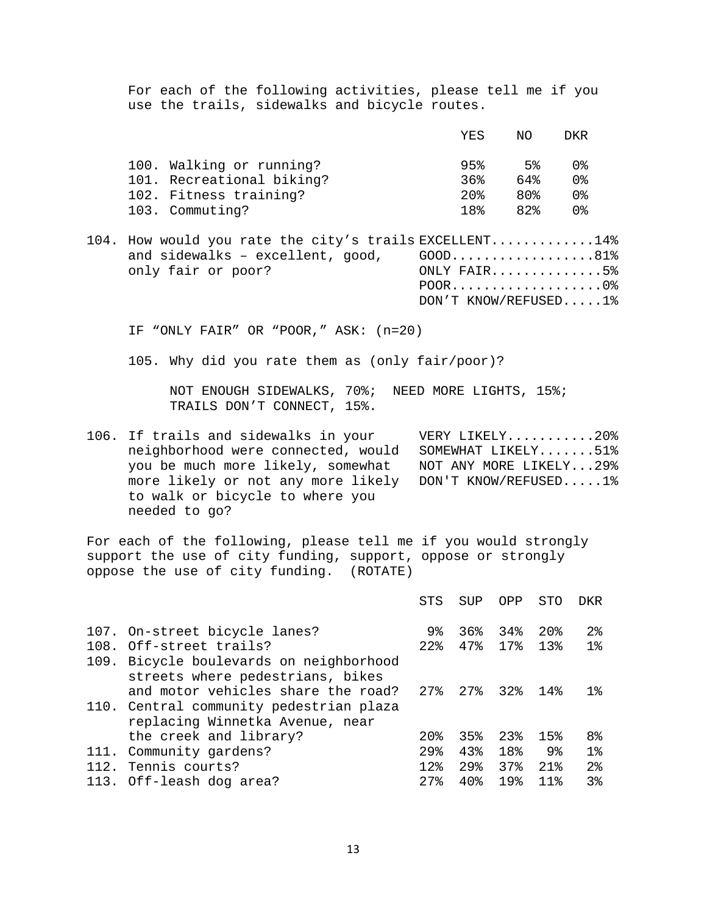For each of the following activities, please tell me if you use the trails, sidewalks and bicycle routes.

| | YES | NO | DKR |
|---|---|---|---|
| 100. Walking or running? | 95% | 5% | 0% |
| 101. Recreational biking? | 36% | 64% | 0% |
| 102. Fitness training? | 20% | 80% | 0% |
| 103. Commuting? | 18% | 82% | 0% |

104. How would you rate the city's trails and sidewalks – excellent, good, only fair or poor?

EXCELLENT.............14%
GOOD..................81%
ONLY FAIR..............5%
POOR...................0%
DON'T KNOW/REFUSED.....1%

IF "ONLY FAIR" OR "POOR," ASK: (n=20)

105. Why did you rate them as (only fair/poor)?

NOT ENOUGH SIDEWALKS, 70%; NEED MORE LIGHTS, 15%; TRAILS DON'T CONNECT, 15%.

106. If trails and sidewalks in your neighborhood were connected, would you be much more likely, somewhat more likely or not any more likely to walk or bicycle to where you needed to go?

VERY LIKELY...........20%
SOMEWHAT LIKELY.......51%
NOT ANY MORE LIKELY...29%
DON'T KNOW/REFUSED.....1%

For each of the following, please tell me if you would strongly support the use of city funding, support, oppose or strongly oppose the use of city funding. (ROTATE)

| | STS | SUP | OPP | STO | DKR |
|---|---|---|---|---|---|
| 107. On-street bicycle lanes? | 9% | 36% | 34% | 20% | 2% |
| 108. Off-street trails? | 22% | 47% | 17% | 13% | 1% |
| 109. Bicycle boulevards on neighborhood streets where pedestrians, bikes and motor vehicles share the road? | 27% | 27% | 32% | 14% | 1% |
| 110. Central community pedestrian plaza replacing Winnetka Avenue, near the creek and library? | 20% | 35% | 23% | 15% | 8% |
| 111. Community gardens? | 29% | 43% | 18% | 9% | 1% |
| 112. Tennis courts? | 12% | 29% | 37% | 21% | 2% |
| 113. Off-leash dog area? | 27% | 40% | 19% | 11% | 3% |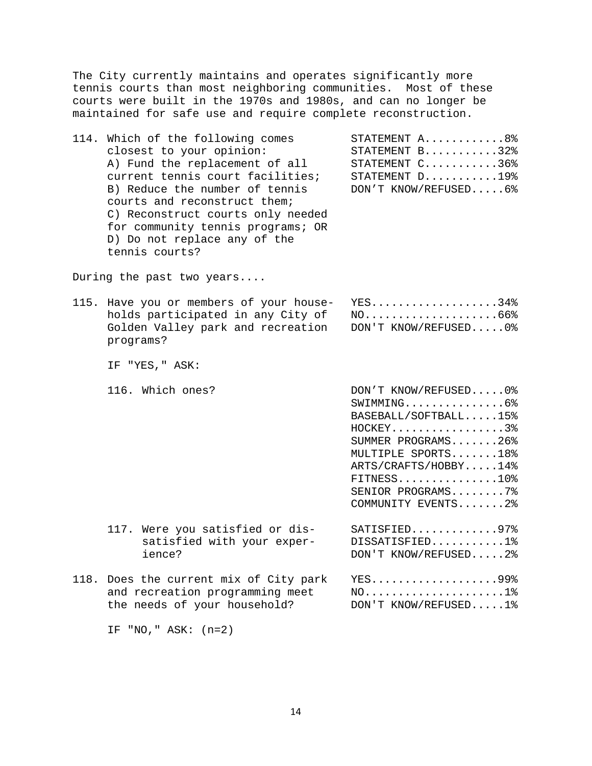The City currently maintains and operates significantly more tennis courts than most neighboring communities. Most of these courts were built in the 1970s and 1980s, and can no longer be maintained for safe use and require complete reconstruction.

| | |
|---|---|
| 114. Which of the following comes closest to your opinion: A) Fund the replacement of all current tennis court facilities; B) Reduce the number of tennis courts and reconstruct them; C) Reconstruct courts only needed for community tennis programs; OR D) Do not replace any of the tennis courts? | STATEMENT A...........8%<br>STATEMENT B..........32%<br>STATEMENT C..........36%<br>STATEMENT D..........19%<br>DON'T KNOW/REFUSED.....6% |

During the past two years....

| | |
|---|---|
| 115. Have you or members of your households participated in any City of Golden Valley park and recreation programs? | YES..................34%<br>NO...................66%<br>DON'T KNOW/REFUSED.....0% |

IF "YES," ASK:

| | |
|---|---|
| 116. Which ones? | DON'T KNOW/REFUSED.....0%<br>SWIMMING...............6%<br>BASEBALL/SOFTBALL.....15%<br>HOCKEY.................3%<br>SUMMER PROGRAMS.......26%<br>MULTIPLE SPORTS.......18%<br>ARTS/CRAFTS/HOBBY.....14%<br>FITNESS...............10%<br>SENIOR PROGRAMS........7%<br>COMMUNITY EVENTS.......2% |
| 117. Were you satisfied or dissatisfied with your experience? | SATISFIED.............97%<br>DISSATISFIED...........1%<br>DON'T KNOW/REFUSED.....2% |

| | |
|---|---|
| 118. Does the current mix of City park and recreation programming meet the needs of your household? | YES..................99%<br>NO.....................1%<br>DON'T KNOW/REFUSED.....1% |

IF "NO," ASK: (n=2)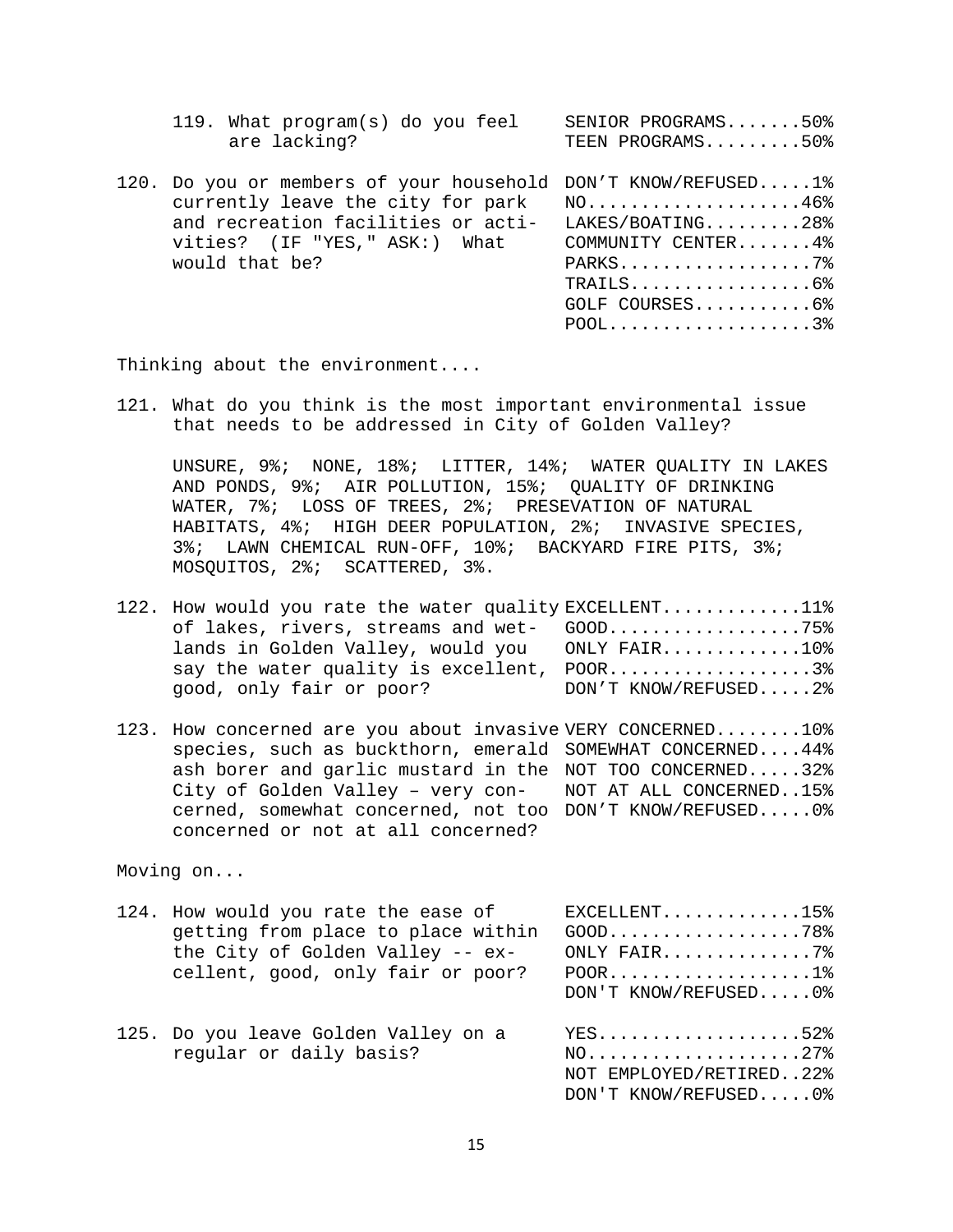119. What program(s) do you feel are lacking?

| | |
|---|---|
| SENIOR PROGRAMS | 50% |
| TEEN PROGRAMS | 50% |

120. Do you or members of your household currently leave the city for park and recreation facilities or activities? (IF "YES," ASK:) What would that be?

| | |
|---|---|
| DON'T KNOW/REFUSED | 1% |
| NO | 46% |
| LAKES/BOATING | 28% |
| COMMUNITY CENTER | 4% |
| PARKS | 7% |
| TRAILS | 6% |
| GOLF COURSES | 6% |
| POOL | 3% |

Thinking about the environment....

121. What do you think is the most important environmental issue that needs to be addressed in City of Golden Valley?

UNSURE, 9%; NONE, 18%; LITTER, 14%; WATER QUALITY IN LAKES AND PONDS, 9%; AIR POLLUTION, 15%; QUALITY OF DRINKING WATER, 7%; LOSS OF TREES, 2%; PRESEVATION OF NATURAL HABITATS, 4%; HIGH DEER POPULATION, 2%; INVASIVE SPECIES, 3%; LAWN CHEMICAL RUN-OFF, 10%; BACKYARD FIRE PITS, 3%; MOSQUITOS, 2%; SCATTERED, 3%.

122. How would you rate the water quality of lakes, rivers, streams and wetlands in Golden Valley, would you say the water quality is excellent, good, only fair or poor?

| | |
|---|---|
| EXCELLENT | 11% |
| GOOD | 75% |
| ONLY FAIR | 10% |
| POOR | 3% |
| DON'T KNOW/REFUSED | 2% |

123. How concerned are you about invasive species, such as buckthorn, emerald ash borer and garlic mustard in the City of Golden Valley – very concerned, somewhat concerned, not too concerned or not at all concerned?

| | |
|---|---|
| VERY CONCERNED | 10% |
| SOMEWHAT CONCERNED | 44% |
| NOT TOO CONCERNED | 32% |
| NOT AT ALL CONCERNED | 15% |
| DON'T KNOW/REFUSED | 0% |

Moving on...

124. How would you rate the ease of getting from place to place within the City of Golden Valley -- excellent, good, only fair or poor?

| | |
|---|---|
| EXCELLENT | 15% |
| GOOD | 78% |
| ONLY FAIR | 7% |
| POOR | 1% |
| DON'T KNOW/REFUSED | 0% |

125. Do you leave Golden Valley on a regular or daily basis?

| | |
|---|---|
| YES | 52% |
| NO | 27% |
| NOT EMPLOYED/RETIRED | 22% |
| DON'T KNOW/REFUSED | 0% |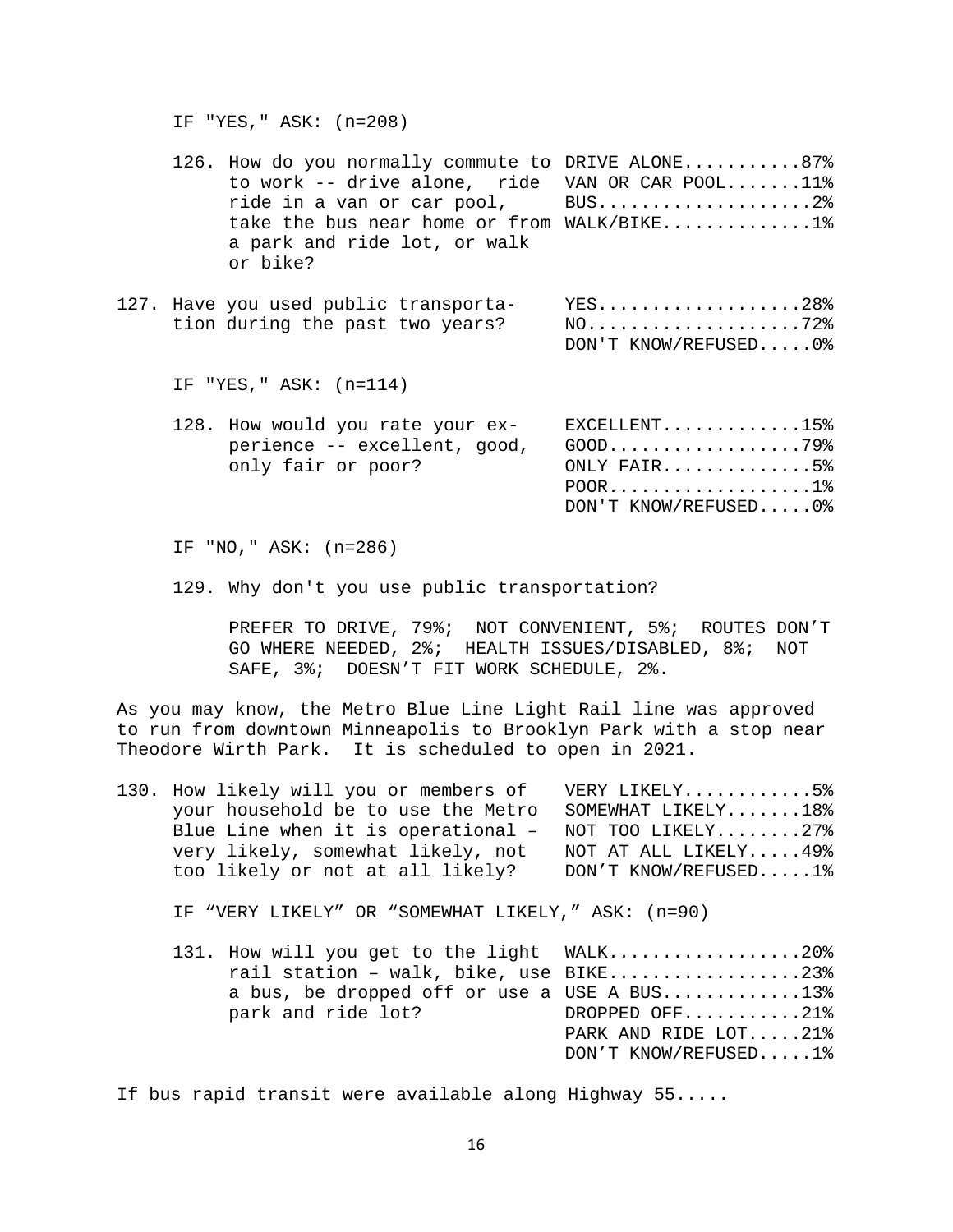IF "YES," ASK: (n=208)

126. How do you normally commute to work -- drive alone, ride ride in a van or car pool, take the bus near home or from a park and ride lot, or walk or bike?

| | |
|---|---|
| DRIVE ALONE | 87% |
| VAN OR CAR POOL | 11% |
| BUS | 2% |
| WALK/BIKE | 1% |

127. Have you used public transportation during the past two years?

| | |
|---|---|
| YES | 28% |
| NO | 72% |
| DON'T KNOW/REFUSED | 0% |

IF "YES," ASK: (n=114)

128. How would you rate your experience -- excellent, good, only fair or poor?

| | |
|---|---|
| EXCELLENT | 15% |
| GOOD | 79% |
| ONLY FAIR | 5% |
| POOR | 1% |
| DON'T KNOW/REFUSED | 0% |

IF "NO," ASK: (n=286)

129. Why don't you use public transportation?

PREFER TO DRIVE, 79%; NOT CONVENIENT, 5%; ROUTES DON'T GO WHERE NEEDED, 2%; HEALTH ISSUES/DISABLED, 8%; NOT SAFE, 3%; DOESN'T FIT WORK SCHEDULE, 2%.

As you may know, the Metro Blue Line Light Rail line was approved to run from downtown Minneapolis to Brooklyn Park with a stop near Theodore Wirth Park. It is scheduled to open in 2021.

130. How likely will you or members of your household be to use the Metro Blue Line when it is operational – very likely, somewhat likely, not too likely or not at all likely?

| | |
|---|---|
| VERY LIKELY | 5% |
| SOMEWHAT LIKELY | 18% |
| NOT TOO LIKELY | 27% |
| NOT AT ALL LIKELY | 49% |
| DON'T KNOW/REFUSED | 1% |

IF "VERY LIKELY" OR "SOMEWHAT LIKELY," ASK: (n=90)

131. How will you get to the light rail station – walk, bike, use a bus, be dropped off or use a park and ride lot?

| | |
|---|---|
| WALK | 20% |
| BIKE | 23% |
| USE A BUS | 13% |
| DROPPED OFF | 21% |
| PARK AND RIDE LOT | 21% |
| DON'T KNOW/REFUSED | 1% |

If bus rapid transit were available along Highway 55.....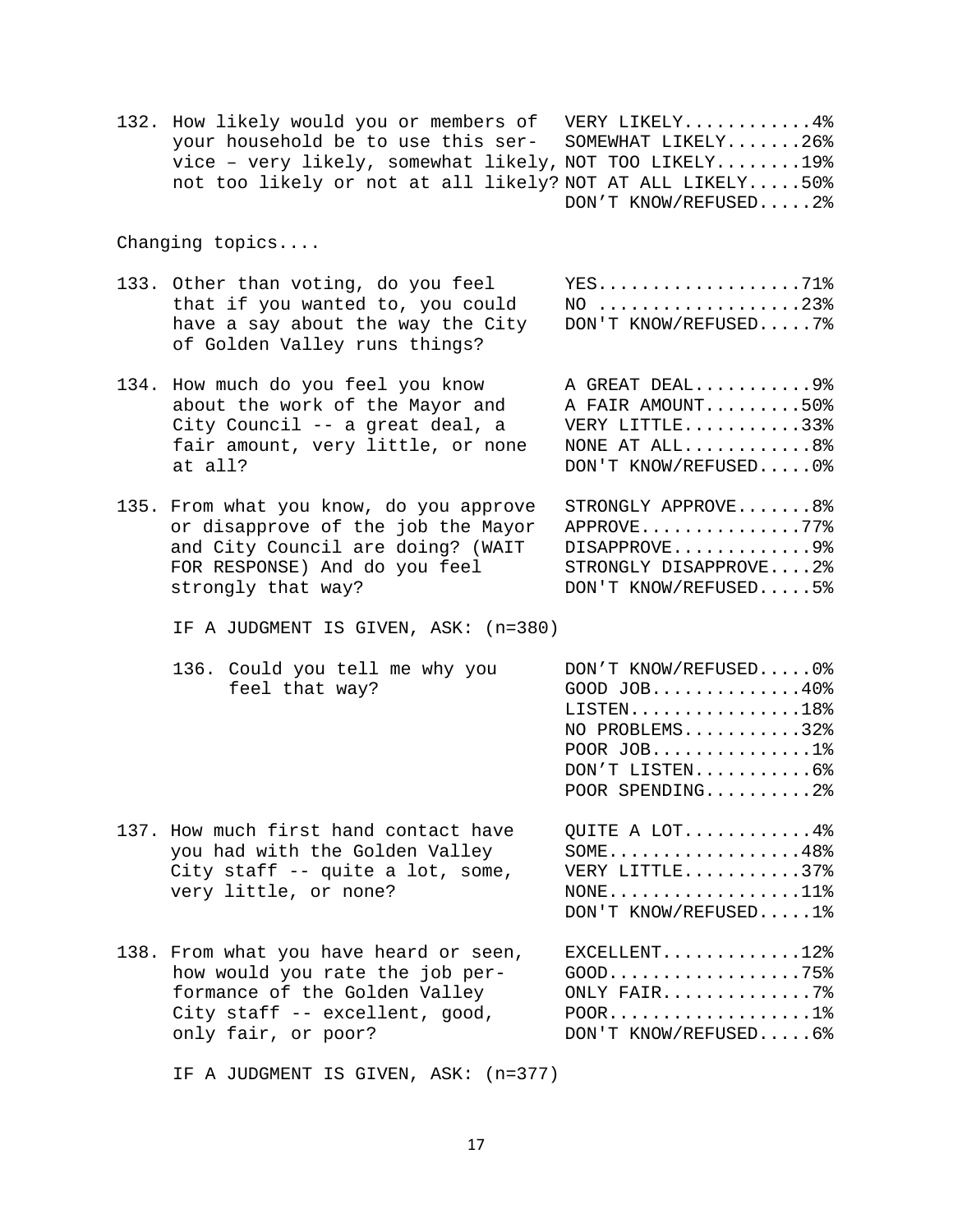132. How likely would you or members of your household be to use this service – very likely, somewhat likely, not too likely or not at all likely?

| | |
|---|---|
| VERY LIKELY | 4% |
| SOMEWHAT LIKELY | 26% |
| NOT TOO LIKELY | 19% |
| NOT AT ALL LIKELY | 50% |
| DON'T KNOW/REFUSED | 2% |

Changing topics....

133. Other than voting, do you feel that if you wanted to, you could have a say about the way the City of Golden Valley runs things?

| | |
|---|---|
| YES | 71% |
| NO | 23% |
| DON'T KNOW/REFUSED | 7% |

134. How much do you feel you know about the work of the Mayor and City Council -- a great deal, a fair amount, very little, or none at all?

| | |
|---|---|
| A GREAT DEAL | 9% |
| A FAIR AMOUNT | 50% |
| VERY LITTLE | 33% |
| NONE AT ALL | 8% |
| DON'T KNOW/REFUSED | 0% |

135. From what you know, do you approve or disapprove of the job the Mayor and City Council are doing? (WAIT FOR RESPONSE) And do you feel strongly that way?

| | |
|---|---|
| STRONGLY APPROVE | 8% |
| APPROVE | 77% |
| DISAPPROVE | 9% |
| STRONGLY DISAPPROVE | 2% |
| DON'T KNOW/REFUSED | 5% |

IF A JUDGMENT IS GIVEN, ASK: (n=380)

136. Could you tell me why you feel that way?

| | |
|---|---|
| DON'T KNOW/REFUSED | 0% |
| GOOD JOB | 40% |
| LISTEN | 18% |
| NO PROBLEMS | 32% |
| POOR JOB | 1% |
| DON'T LISTEN | 6% |
| POOR SPENDING | 2% |

137. How much first hand contact have you had with the Golden Valley City staff -- quite a lot, some, very little, or none?

| | |
|---|---|
| QUITE A LOT | 4% |
| SOME | 48% |
| VERY LITTLE | 37% |
| NONE | 11% |
| DON'T KNOW/REFUSED | 1% |

138. From what you have heard or seen, how would you rate the job performance of the Golden Valley City staff -- excellent, good, only fair, or poor?

| | |
|---|---|
| EXCELLENT | 12% |
| GOOD | 75% |
| ONLY FAIR | 7% |
| POOR | 1% |
| DON'T KNOW/REFUSED | 6% |

IF A JUDGMENT IS GIVEN, ASK: (n=377)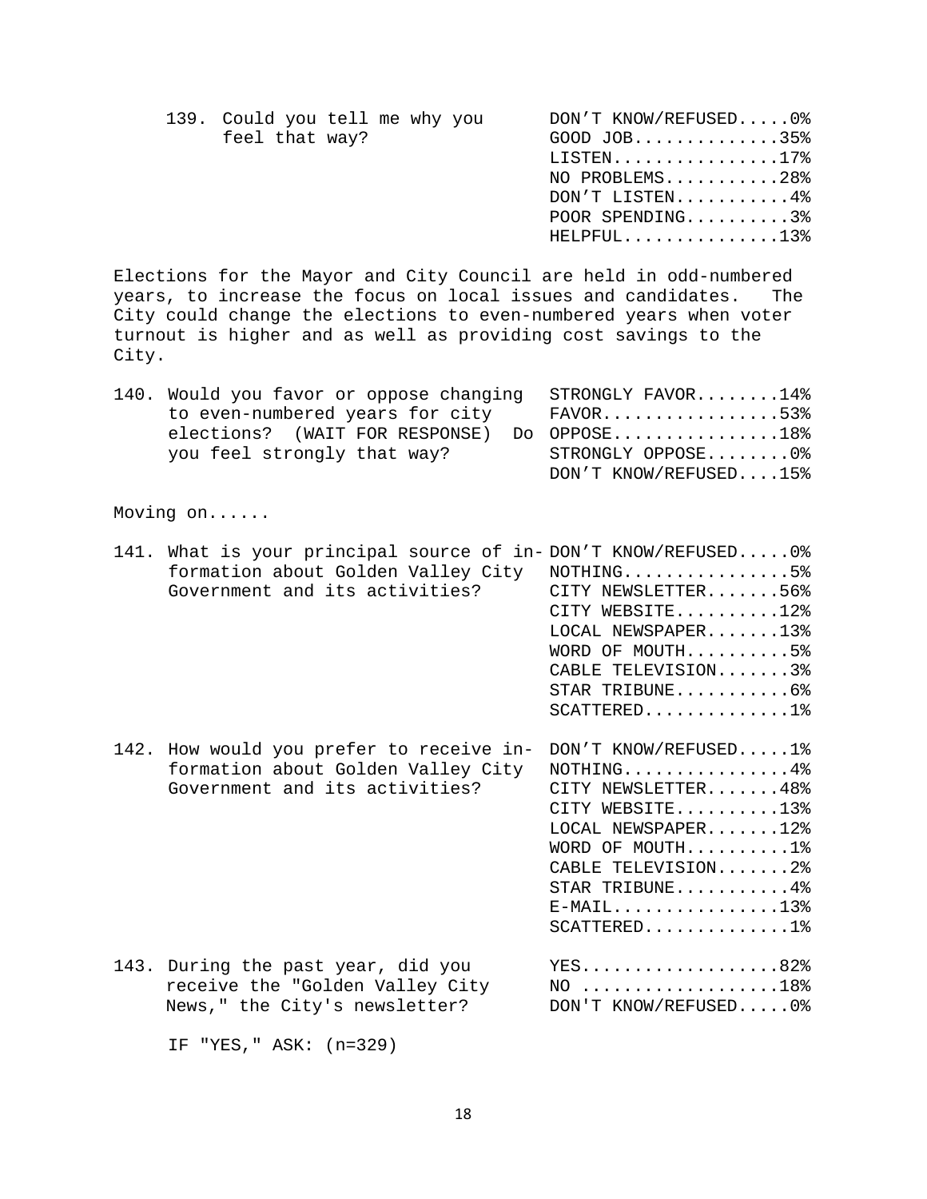139. Could you tell me why you feel that way?

| | |
|---|---|
| DON'T KNOW/REFUSED | 0% |
| GOOD JOB | 35% |
| LISTEN | 17% |
| NO PROBLEMS | 28% |
| DON'T LISTEN | 4% |
| POOR SPENDING | 3% |
| HELPFUL | 13% |

Elections for the Mayor and City Council are held in odd-numbered years, to increase the focus on local issues and candidates. The City could change the elections to even-numbered years when voter turnout is higher and as well as providing cost savings to the City.

140. Would you favor or oppose changing to even-numbered years for city elections? (WAIT FOR RESPONSE) Do you feel strongly that way?

| | |
|---|---|
| STRONGLY FAVOR | 14% |
| FAVOR | 53% |
| OPPOSE | 18% |
| STRONGLY OPPOSE | 0% |
| DON'T KNOW/REFUSED | 15% |

Moving on......

141. What is your principal source of information about Golden Valley City Government and its activities?

| | |
|---|---|
| DON'T KNOW/REFUSED | 0% |
| NOTHING | 5% |
| CITY NEWSLETTER | 56% |
| CITY WEBSITE | 12% |
| LOCAL NEWSPAPER | 13% |
| WORD OF MOUTH | 5% |
| CABLE TELEVISION | 3% |
| STAR TRIBUNE | 6% |
| SCATTERED | 1% |

142. How would you prefer to receive information about Golden Valley City Government and its activities?

| | |
|---|---|
| DON'T KNOW/REFUSED | 1% |
| NOTHING | 4% |
| CITY NEWSLETTER | 48% |
| CITY WEBSITE | 13% |
| LOCAL NEWSPAPER | 12% |
| WORD OF MOUTH | 1% |
| CABLE TELEVISION | 2% |
| STAR TRIBUNE | 4% |
| E-MAIL | 13% |
| SCATTERED | 1% |

143. During the past year, did you receive the "Golden Valley City News," the City's newsletter?

| | |
|---|---|
| YES | 82% |
| NO | 18% |
| DON'T KNOW/REFUSED | 0% |

IF "YES," ASK: (n=329)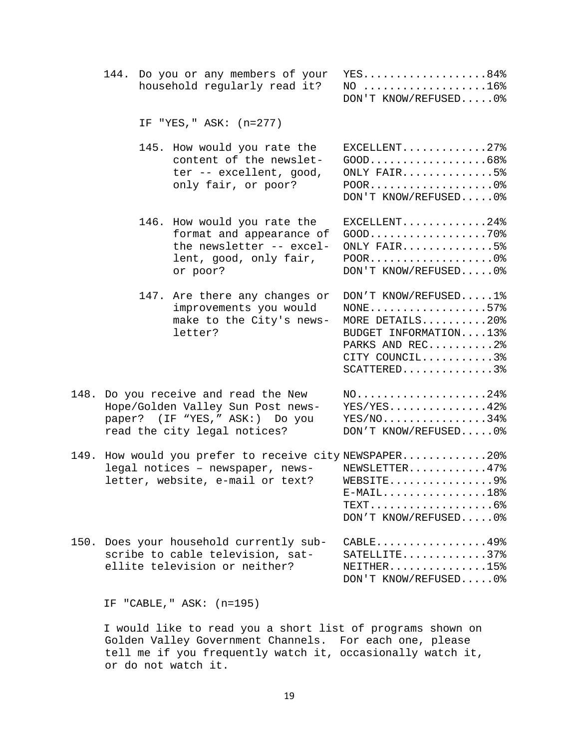144. Do you or any members of your household regularly read it?

| | |
|---|---|
| YES | 84% |
| NO | 16% |
| DON'T KNOW/REFUSED | 0% |

IF "YES," ASK: (n=277)

145. How would you rate the content of the newsletter -- excellent, good, only fair, or poor?

| | |
|---|---|
| EXCELLENT | 27% |
| GOOD | 68% |
| ONLY FAIR | 5% |
| POOR | 0% |
| DON'T KNOW/REFUSED | 0% |

146. How would you rate the format and appearance of the newsletter -- excellent, good, only fair, or poor?

| | |
|---|---|
| EXCELLENT | 24% |
| GOOD | 70% |
| ONLY FAIR | 5% |
| POOR | 0% |
| DON'T KNOW/REFUSED | 0% |

147. Are there any changes or improvements you would make to the City's newsletter?

| | |
|---|---|
| DON'T KNOW/REFUSED | 1% |
| NONE | 57% |
| MORE DETAILS | 20% |
| BUDGET INFORMATION | 13% |
| PARKS AND REC | 2% |
| CITY COUNCIL | 3% |
| SCATTERED | 3% |

148. Do you receive and read the New Hope/Golden Valley Sun Post newspaper? (IF "YES," ASK:) Do you read the city legal notices?

| | |
|---|---|
| NO | 24% |
| YES/YES | 42% |
| YES/NO | 34% |
| DON'T KNOW/REFUSED | 0% |

149. How would you prefer to receive city legal notices – newspaper, newsletter, website, e-mail or text?

| | |
|---|---|
| NEWSPAPER | 20% |
| NEWSLETTER | 47% |
| WEBSITE | 9% |
| E-MAIL | 18% |
| TEXT | 6% |
| DON'T KNOW/REFUSED | 0% |

150. Does your household currently subscribe to cable television, satellite television or neither?

| | |
|---|---|
| CABLE | 49% |
| SATELLITE | 37% |
| NEITHER | 15% |
| DON'T KNOW/REFUSED | 0% |

IF "CABLE," ASK: (n=195)

I would like to read you a short list of programs shown on Golden Valley Government Channels. For each one, please tell me if you frequently watch it, occasionally watch it, or do not watch it.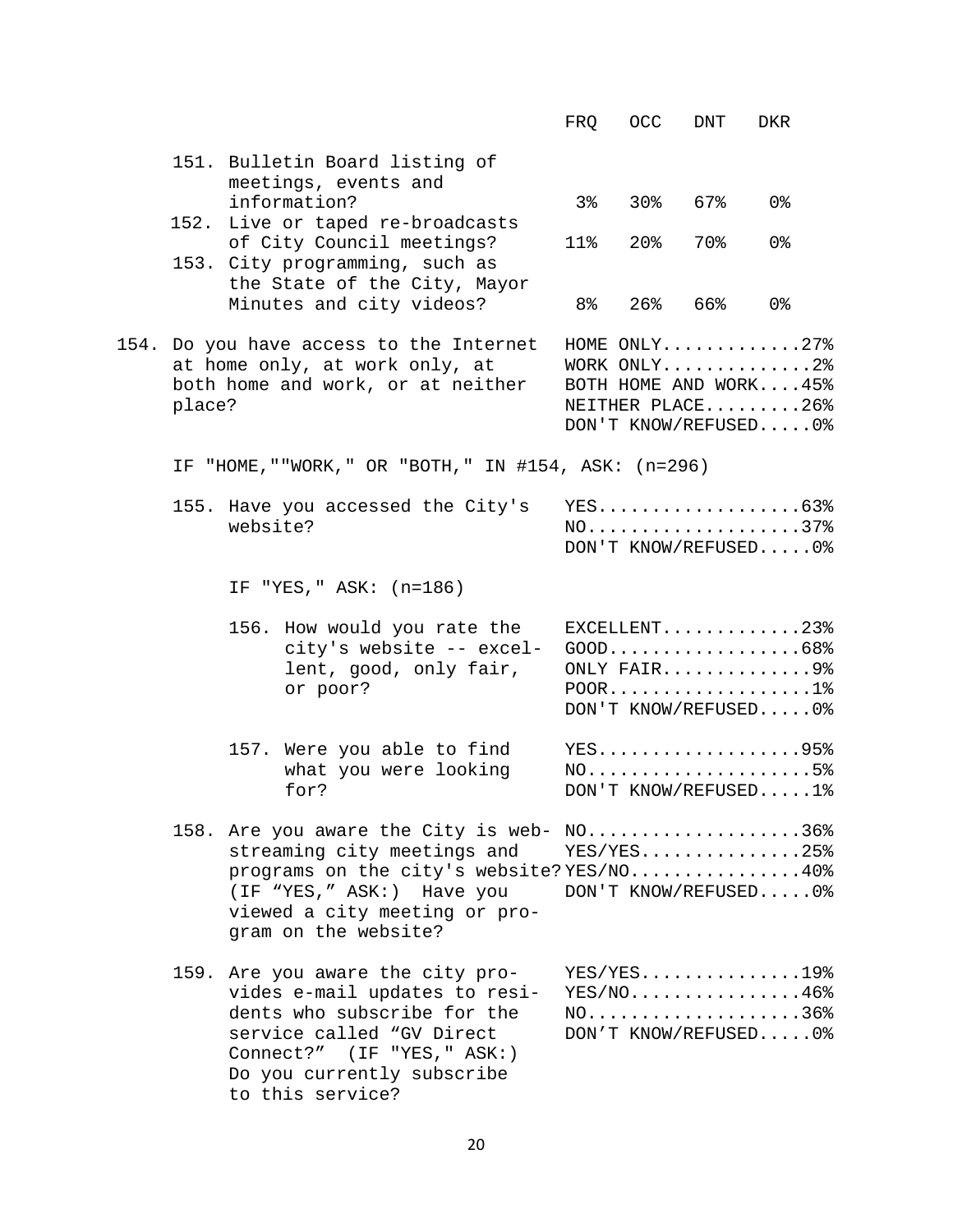| | FRQ | OCC | DNT | DKR |
|---|---|---|---|---|
| 151. Bulletin Board listing of meetings, events and information? | 3% | 30% | 67% | 0% |
| 152. Live or taped re-broadcasts of City Council meetings? | 11% | 20% | 70% | 0% |
| 153. City programming, such as the State of the City, Mayor Minutes and city videos? | 8% | 26% | 66% | 0% |

154. Do you have access to the Internet at home only, at work only, at both home and work, or at neither place?

- HOME ONLY.............27%
- WORK ONLY..............2%
- BOTH HOME AND WORK....45%
- NEITHER PLACE.........26%
- DON'T KNOW/REFUSED.....0%

IF "HOME,""WORK," OR "BOTH," IN #154, ASK: (n=296)

155. Have you accessed the City's website?

- YES...................63%
- NO....................37%
- DON'T KNOW/REFUSED.....0%

IF "YES," ASK: (n=186)

156. How would you rate the city's website -- excellent, good, only fair, or poor?

- EXCELLENT.............23%
- GOOD..................68%
- ONLY FAIR..............9%
- POOR...................1%
- DON'T KNOW/REFUSED.....0%

157. Were you able to find what you were looking for?

- YES...................95%
- NO.....................5%
- DON'T KNOW/REFUSED.....1%

158. Are you aware the City is web-streaming city meetings and programs on the city's website? (IF "YES," ASK:) Have you viewed a city meeting or program on the website?

- NO....................36%
- YES/YES...............25%
- YES/NO................40%
- DON'T KNOW/REFUSED.....0%

159. Are you aware the city provides e-mail updates to residents who subscribe for the service called "GV Direct Connect?" (IF "YES," ASK:) Do you currently subscribe to this service?

- YES/YES...............19%
- YES/NO................46%
- NO....................36%
- DON'T KNOW/REFUSED.....0%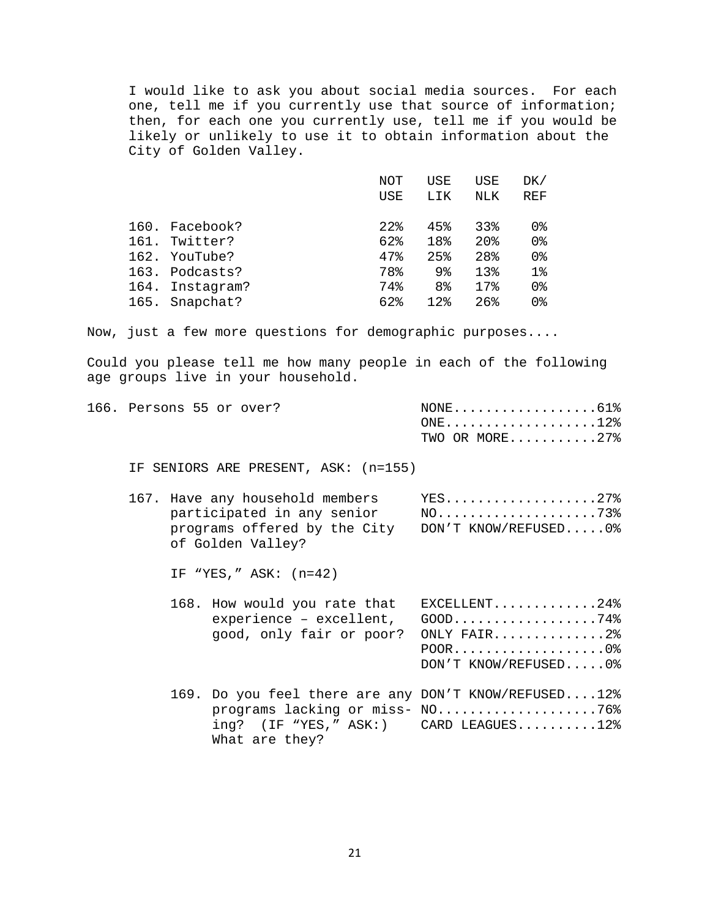I would like to ask you about social media sources. For each one, tell me if you currently use that source of information; then, for each one you currently use, tell me if you would be likely or unlikely to use it to obtain information about the City of Golden Valley.

| | NOT USE | USE LIK | USE NLK | DK/ REF |
|---|---|---|---|---|
| 160. Facebook? | 22% | 45% | 33% | 0% |
| 161. Twitter? | 62% | 18% | 20% | 0% |
| 162. YouTube? | 47% | 25% | 28% | 0% |
| 163. Podcasts? | 78% | 9% | 13% | 1% |
| 164. Instagram? | 74% | 8% | 17% | 0% |
| 165. Snapchat? | 62% | 12% | 26% | 0% |

Now, just a few more questions for demographic purposes....

Could you please tell me how many people in each of the following age groups live in your household.

166. Persons 55 or over?

- NONE..................61%
- ONE...................12%
- TWO OR MORE...........27%

IF SENIORS ARE PRESENT, ASK: (n=155)

167. Have any household members participated in any senior programs offered by the City of Golden Valley?

- YES...................27%
- NO....................73%
- DON'T KNOW/REFUSED.....0%

IF "YES," ASK: (n=42)

168. How would you rate that experience – excellent, good, only fair or poor?

- EXCELLENT.............24%
- GOOD..................74%
- ONLY FAIR..............2%
- POOR...................0%
- DON'T KNOW/REFUSED.....0%

169. Do you feel there are any programs lacking or missing? (IF "YES," ASK:) What are they?

- DON'T KNOW/REFUSED....12%
- NO....................76%
- CARD LEAGUES..........12%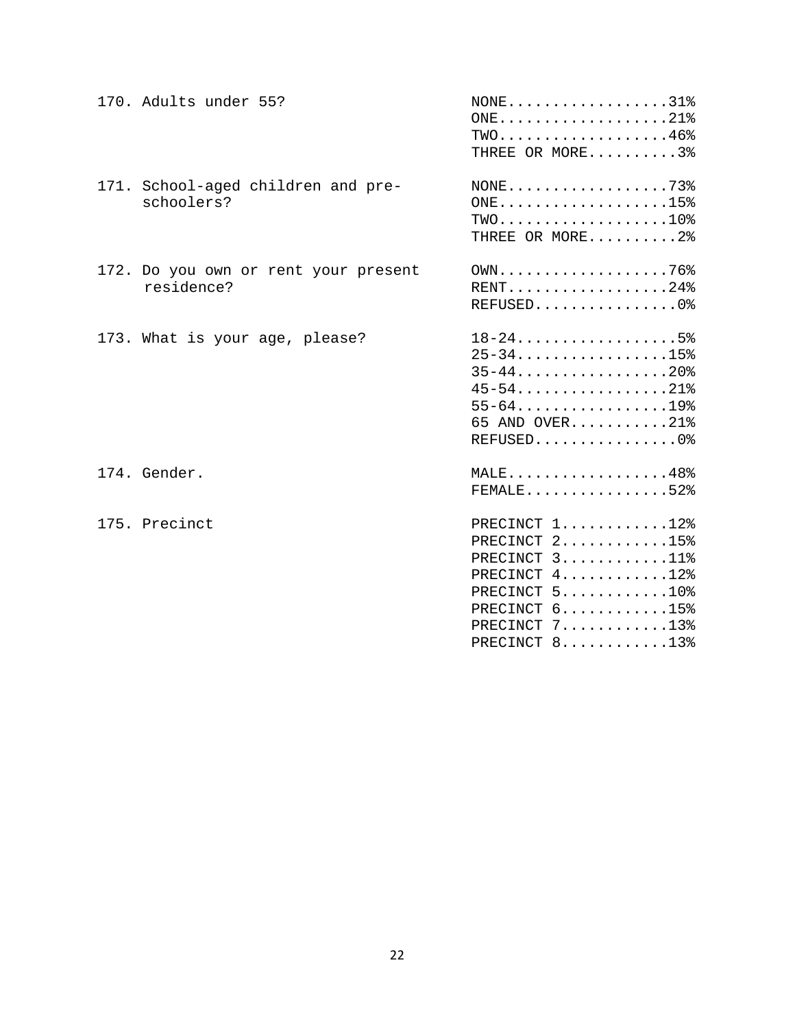170. Adults under 55?

- NONE..................31%
- ONE...................21%
- TWO...................46%
- THREE OR MORE..........3%

171. School-aged children and pre-schoolers?

- NONE..................73%
- ONE...................15%
- TWO...................10%
- THREE OR MORE..........2%

172. Do you own or rent your present residence?

- OWN...................76%
- RENT..................24%
- REFUSED................0%

173. What is your age, please?

- 18-24..................5%
- 25-34.................15%
- 35-44.................20%
- 45-54.................21%
- 55-64.................19%
- 65 AND OVER...........21%
- REFUSED................0%

174. Gender.

- MALE..................48%
- FEMALE................52%

175. Precinct

- PRECINCT 1............12%
- PRECINCT 2............15%
- PRECINCT 3............11%
- PRECINCT 4............12%
- PRECINCT 5............10%
- PRECINCT 6............15%
- PRECINCT 7............13%
- PRECINCT 8............13%